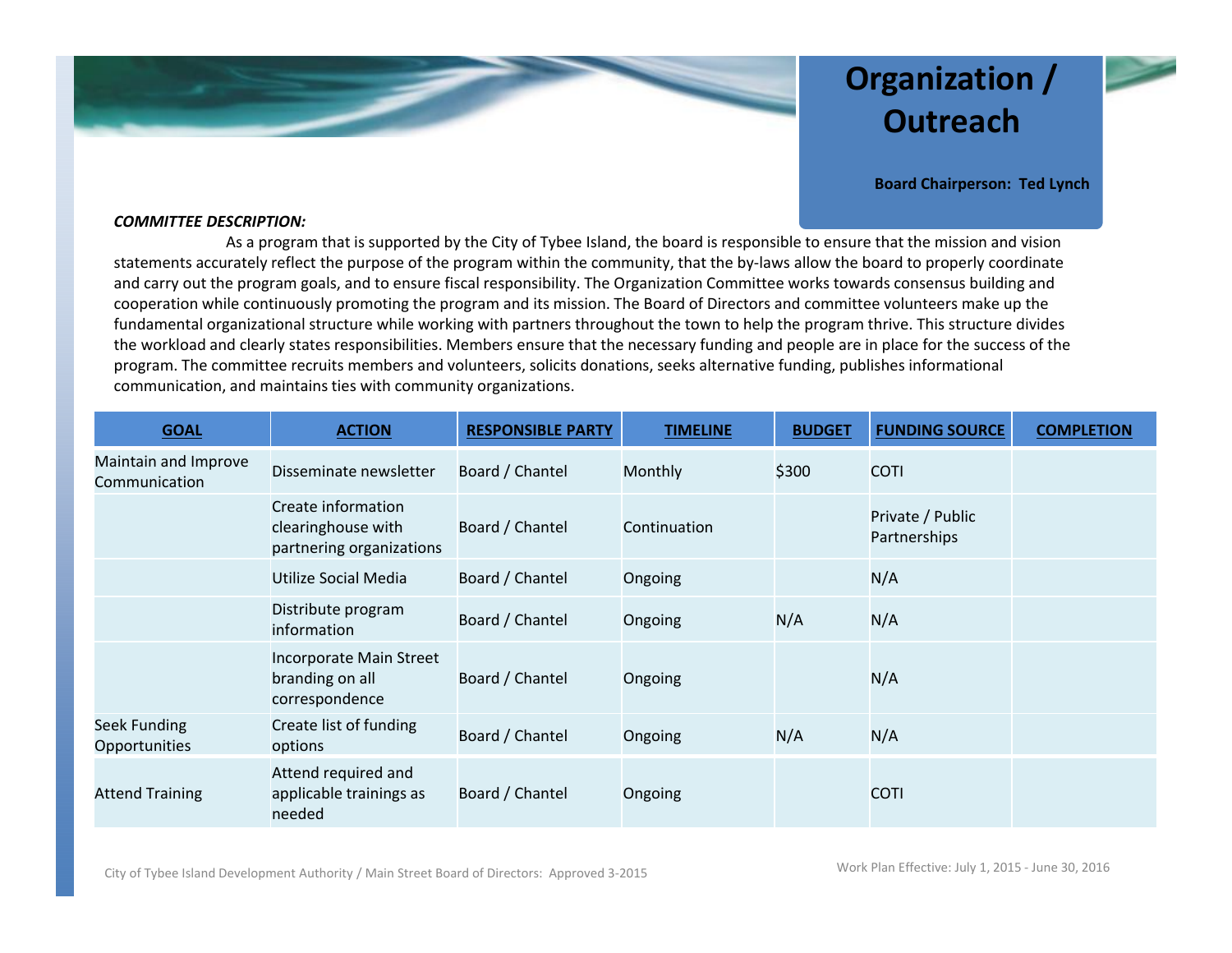# Organization / Outreach

**Board Chairperson: Ted Lynch**

***COMMITTEE DESCRIPTION:***

As a program that is supported by the City of Tybee Island, the board is responsible to ensure that the mission and vision statements accurately reflect the purpose of the program within the community, that the by-laws allow the board to properly coordinate and carry out the program goals, and to ensure fiscal responsibility. The Organization Committee works towards consensus building and cooperation while continuously promoting the program and its mission. The Board of Directors and committee volunteers make up the fundamental organizational structure while working with partners throughout the town to help the program thrive. This structure divides the workload and clearly states responsibilities. Members ensure that the necessary funding and people are in place for the success of the program. The committee recruits members and volunteers, solicits donations, seeks alternative funding, publishes informational communication, and maintains ties with community organizations.

| GOAL | ACTION | RESPONSIBLE PARTY | TIMELINE | BUDGET | FUNDING SOURCE | COMPLETION |
|---|---|---|---|---|---|---|
| Maintain and Improve Communication | Disseminate newsletter | Board / Chantel | Monthly | $300 | COTI | |
| | Create information clearinghouse with partnering organizations | Board / Chantel | Continuation | | Private / Public Partnerships | |
| | Utilize Social Media | Board / Chantel | Ongoing | | N/A | |
| | Distribute program information | Board / Chantel | Ongoing | N/A | N/A | |
| | Incorporate Main Street branding on all correspondence | Board / Chantel | Ongoing | | N/A | |
| Seek Funding Opportunities | Create list of funding options | Board / Chantel | Ongoing | N/A | N/A | |
| Attend Training | Attend required and applicable trainings as needed | Board / Chantel | Ongoing | | COTI | |

City of Tybee Island Development Authority / Main Street Board of Directors: Approved 3-2015

Work Plan Effective: July 1, 2015 - June 30, 2016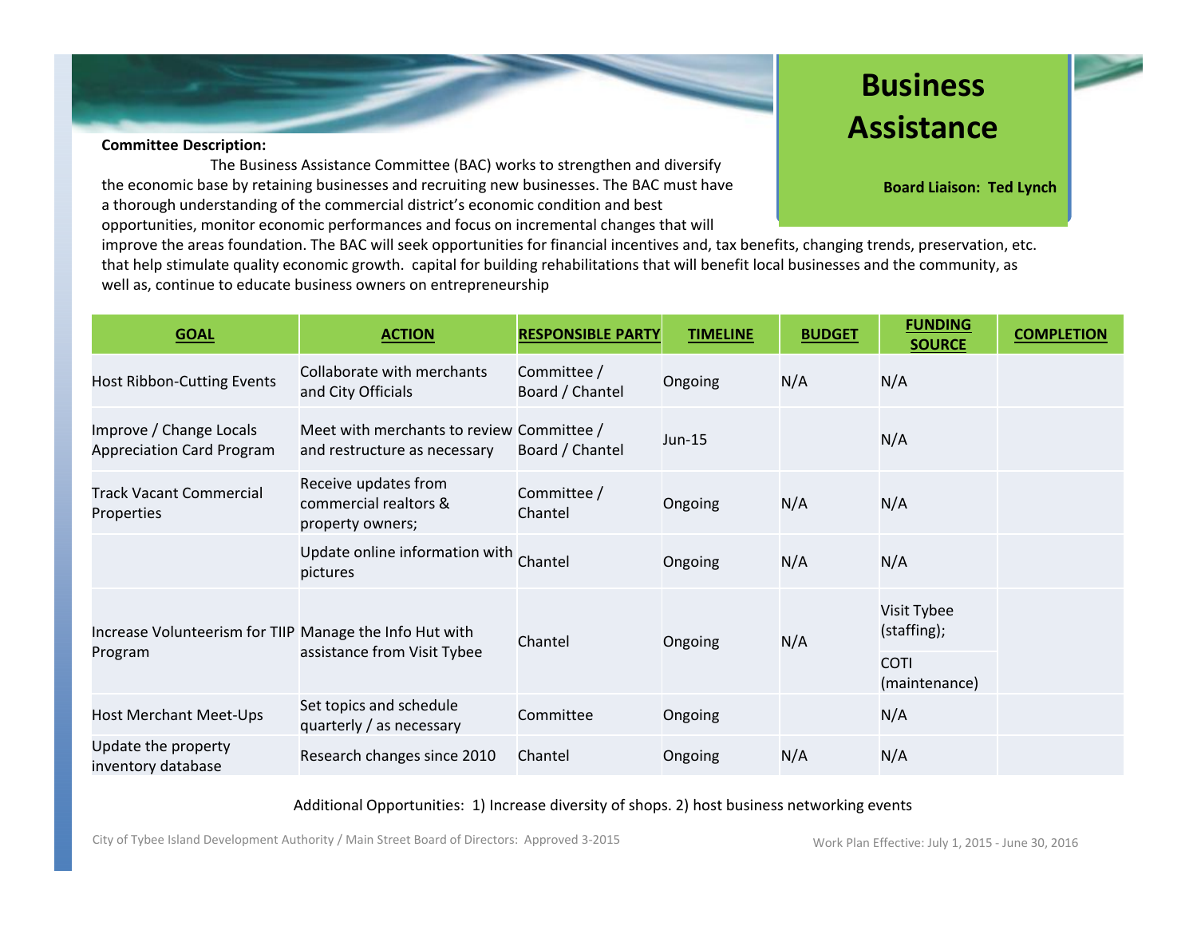# Business Assistance

**Board Liaison: Ted Lynch**

**Committee Description:**

The Business Assistance Committee (BAC) works to strengthen and diversify the economic base by retaining businesses and recruiting new businesses. The BAC must have a thorough understanding of the commercial district's economic condition and best opportunities, monitor economic performances and focus on incremental changes that will improve the areas foundation. The BAC will seek opportunities for financial incentives and, tax benefits, changing trends, preservation, etc. that help stimulate quality economic growth. capital for building rehabilitations that will benefit local businesses and the community, as well as, continue to educate business owners on entrepreneurship

| GOAL | ACTION | RESPONSIBLE PARTY | TIMELINE | BUDGET | FUNDING SOURCE | COMPLETION |
|---|---|---|---|---|---|---|
| Host Ribbon-Cutting Events | Collaborate with merchants and City Officials | Committee / Board / Chantel | Ongoing | N/A | N/A | |
| Improve / Change Locals Appreciation Card Program | Meet with merchants to review and restructure as necessary | Committee / Board / Chantel | Jun-15 | | N/A | |
| Track Vacant Commercial Properties | Receive updates from commercial realtors & property owners; | Committee / Chantel | Ongoing | N/A | N/A | |
| | Update online information with pictures | Chantel | Ongoing | N/A | N/A | |
| Increase Volunteerism for TIIP Program | Manage the Info Hut with assistance from Visit Tybee | Chantel | Ongoing | N/A | Visit Tybee (staffing); COTI (maintenance) | |
| Host Merchant Meet-Ups | Set topics and schedule quarterly / as necessary | Committee | Ongoing | | N/A | |
| Update the property inventory database | Research changes since 2010 | Chantel | Ongoing | N/A | N/A | |

Additional Opportunities: 1) Increase diversity of shops. 2) host business networking events

City of Tybee Island Development Authority / Main Street Board of Directors: Approved 3-2015

Work Plan Effective: July 1, 2015 - June 30, 2016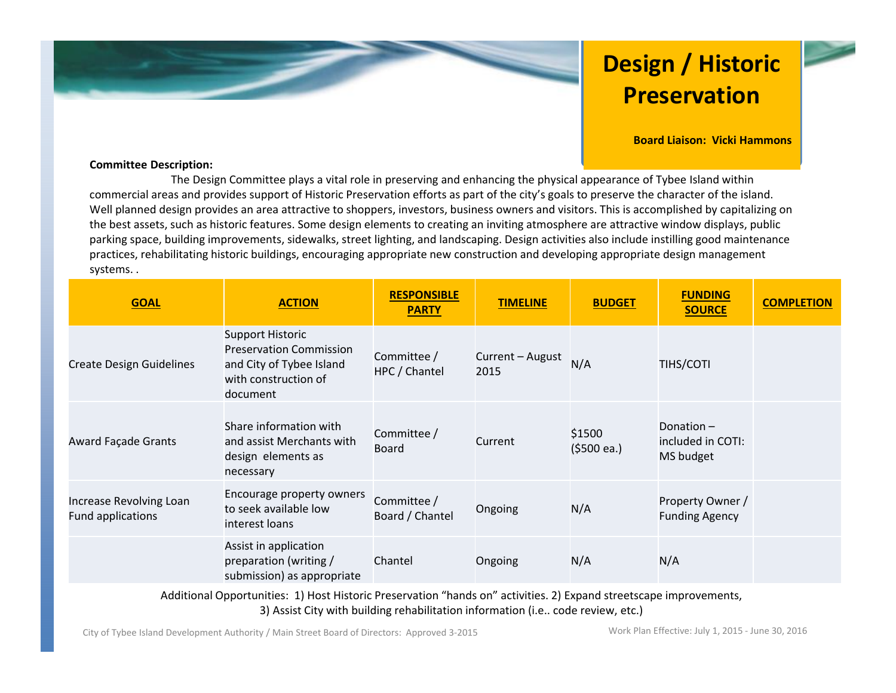# Design / Historic Preservation

**Board Liaison: Vicki Hammons**

**Committee Description:**

The Design Committee plays a vital role in preserving and enhancing the physical appearance of Tybee Island within commercial areas and provides support of Historic Preservation efforts as part of the city's goals to preserve the character of the island. Well planned design provides an area attractive to shoppers, investors, business owners and visitors. This is accomplished by capitalizing on the best assets, such as historic features. Some design elements to creating an inviting atmosphere are attractive window displays, public parking space, building improvements, sidewalks, street lighting, and landscaping. Design activities also include instilling good maintenance practices, rehabilitating historic buildings, encouraging appropriate new construction and developing appropriate design management systems. .

| GOAL | ACTION | RESPONSIBLE PARTY | TIMELINE | BUDGET | FUNDING SOURCE | COMPLETION |
|---|---|---|---|---|---|---|
| Create Design Guidelines | Support Historic Preservation Commission and City of Tybee Island with construction of document | Committee / HPC / Chantel | Current – August 2015 | N/A | TIHS/COTI | |
| Award Façade Grants | Share information with and assist Merchants with design elements as necessary | Committee / Board | Current | $1500 ($500 ea.) | Donation – included in COTI: MS budget | |
| Increase Revolving Loan Fund applications | Encourage property owners to seek available low interest loans | Committee / Board / Chantel | Ongoing | N/A | Property Owner / Funding Agency | |
| | Assist in application preparation (writing / submission) as appropriate | Chantel | Ongoing | N/A | N/A | |

Additional Opportunities: 1) Host Historic Preservation "hands on" activities. 2) Expand streetscape improvements, 3) Assist City with building rehabilitation information (i.e.. code review, etc.)

City of Tybee Island Development Authority / Main Street Board of Directors: Approved 3-2015

Work Plan Effective: July 1, 2015 - June 30, 2016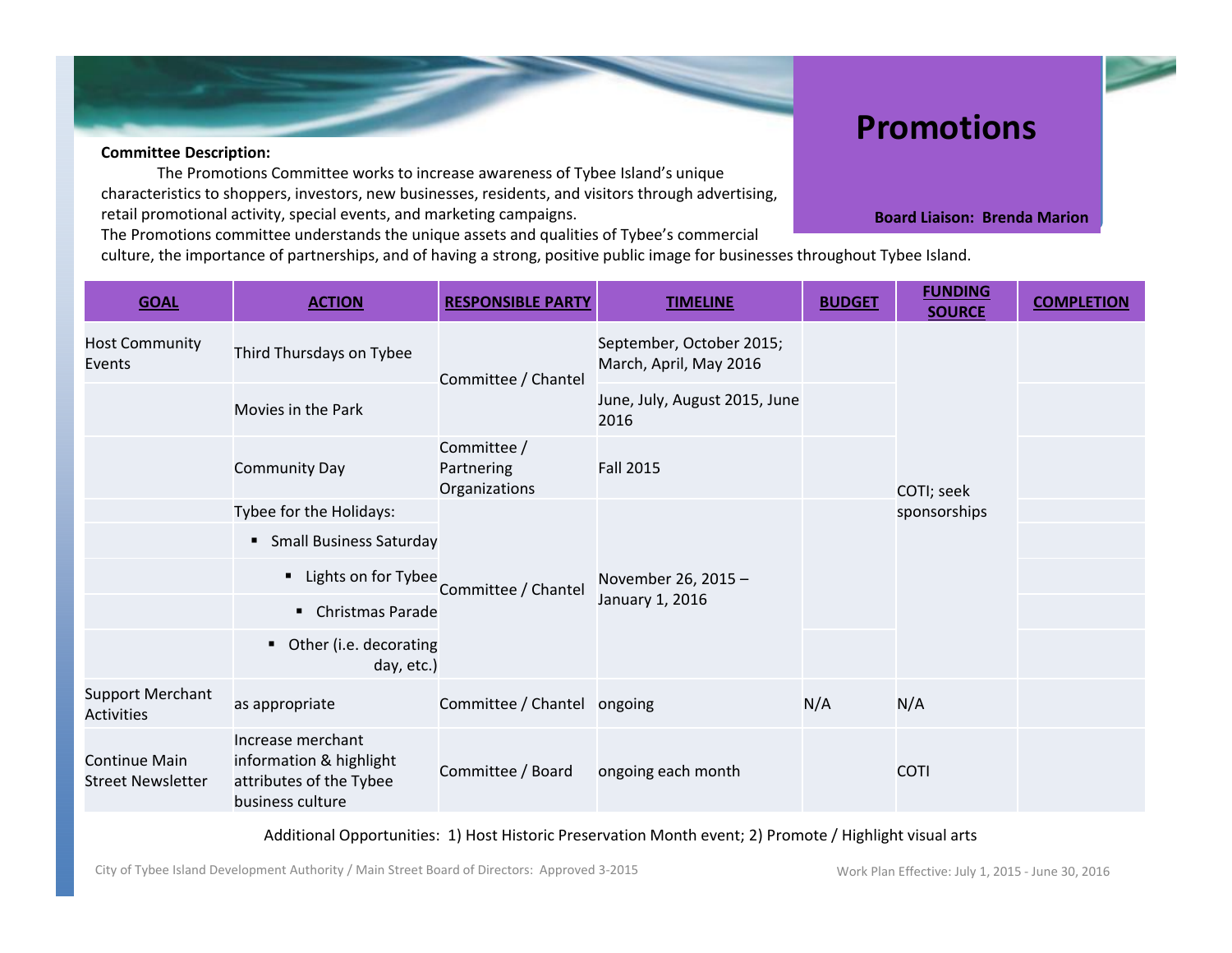# Promotions

**Board Liaison: Brenda Marion**

**Committee Description:**

The Promotions Committee works to increase awareness of Tybee Island's unique characteristics to shoppers, investors, new businesses, residents, and visitors through advertising, retail promotional activity, special events, and marketing campaigns.
The Promotions committee understands the unique assets and qualities of Tybee's commercial culture, the importance of partnerships, and of having a strong, positive public image for businesses throughout Tybee Island.

| GOAL | ACTION | RESPONSIBLE PARTY | TIMELINE | BUDGET | FUNDING SOURCE | COMPLETION |
|---|---|---|---|---|---|---|
| Host Community Events | Third Thursdays on Tybee | Committee / Chantel | September, October 2015; March, April, May 2016 | | COTI; seek sponsorships | |
| | Movies in the Park | | June, July, August 2015, June 2016 | | | |
| | Community Day | Committee / Partnering Organizations | Fall 2015 | | | |
| | Tybee for the Holidays: | Committee / Chantel | November 26, 2015 – January 1, 2016 | | | |
| | ▪ Small Business Saturday | | | | | |
| | ▪ Lights on for Tybee | | | | | |
| | ▪ Christmas Parade | | | | | |
| | ▪ Other (i.e. decorating day, etc.) | | | | | |
| Support Merchant Activities | as appropriate | Committee / Chantel | ongoing | N/A | N/A | |
| Continue Main Street Newsletter | Increase merchant information & highlight attributes of the Tybee business culture | Committee / Board | ongoing each month | | COTI | |

Additional Opportunities: 1) Host Historic Preservation Month event; 2) Promote / Highlight visual arts

City of Tybee Island Development Authority / Main Street Board of Directors: Approved 3-2015

Work Plan Effective: July 1, 2015 - June 30, 2016